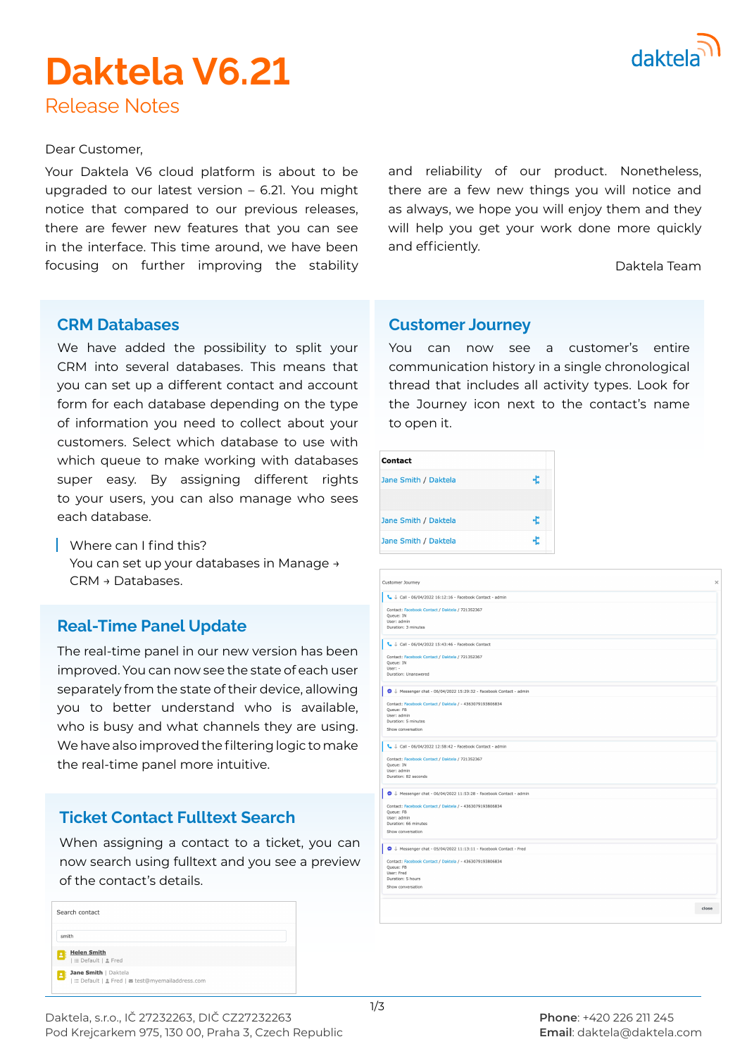# Daktela V6.21

## Release Notes

Dear Customer,

Your Daktela V6 cloud platform is about to be upgraded to our latest version – 6.21. You might notice that compared to our previous releases, there are fewer new features that you can see in the interface. This time around, we have been focusing on further improving the stability and reliability of our product. Nonetheless, there are a few new things you will notice and as always, we hope you will enjoy them and they will help you get your work done more quickly and efficiently.

Daktela Team

## CRM Databases

We have added the possibility to split your CRM into several databases. This means that you can set up a different contact and account form for each database depending on the type of information you need to collect about your customers. Select which database to use with which queue to make working with databases super easy. By assigning different rights to your users, you can also manage who sees each database.

> Where can I find this?
> You can set up your databases in Manage → CRM → Databases.

## Real-Time Panel Update

The real-time panel in our new version has been improved. You can now see the state of each user separately from the state of their device, allowing you to better understand who is available, who is busy and what channels they are using. We have also improved the filtering logic to make the real-time panel more intuitive.

## Ticket Contact Fulltext Search

When assigning a contact to a ticket, you can now search using fulltext and you see a preview of the contact's details.

Search contact

smith

Helen Smith
| Default | Fred

Jane Smith | Daktela
| Default | Fred | test@myemailaddress.com

## Customer Journey

You can now see a customer's entire communication history in a single chronological thread that includes all activity types. Look for the Journey icon next to the contact's name to open it.

| Contact |
| --- |
| Jane Smith / Daktela |
| |
| Jane Smith / Daktela |
| Jane Smith / Daktela |

Customer Journey

Call - 06/04/2022 16:12:16 - Facebook Contact - admin
Contact: Facebook Contact / Daktela / 721352367
Queue: IN
User: admin
Duration: 3 minutes

Call - 06/04/2022 15:43:46 - Facebook Contact
Contact: Facebook Contact / Daktela / 721352367
Queue: IN
User: -
Duration: Unanswered

Messenger chat - 06/04/2022 15:29:32 - Facebook Contact - admin
Contact: Facebook Contact / Daktela / - 4363079193806834
Queue: FB
User: admin
Duration: 5 minutes
Show conversation

Call - 06/04/2022 12:58:42 - Facebook Contact - admin
Contact: Facebook Contact / Daktela / 721352367
Queue: IN
User: admin
Duration: 82 seconds

Messenger chat - 06/04/2022 11:53:28 - Facebook Contact - admin
Contact: Facebook Contact / Daktela / - 4363079193806834
Queue: FB
User: admin
Duration: 66 minutes
Show conversation

Messenger chat - 05/04/2022 11:13:11 - Facebook Contact - Fred
Contact: Facebook Contact / Daktela / - 4363079193806834
Queue: FB
User: Fred
Duration: 5 hours
Show conversation

close

Daktela, s.r.o., IČ 27232263, DIČ CZ27232263
Pod Krejcarkem 975, 130 00, Praha 3, Czech Republic

**Phone**: +420 226 211 245
**Email**: daktela@daktela.com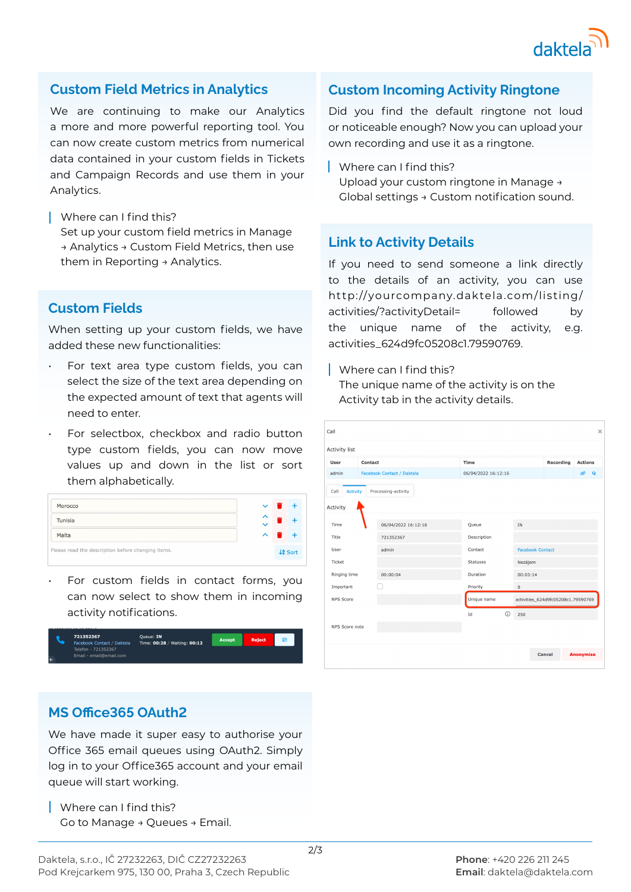## Custom Field Metrics in Analytics

We are continuing to make our Analytics a more and more powerful reporting tool. You can now create custom metrics from numerical data contained in your custom fields in Tickets and Campaign Records and use them in your Analytics.

Where can I find this?
Set up your custom field metrics in Manage → Analytics → Custom Field Metrics, then use them in Reporting → Analytics.

## Custom Fields

When setting up your custom fields, we have added these new functionalities:

- For text area type custom fields, you can select the size of the text area depending on the expected amount of text that agents will need to enter.
- For selectbox, checkbox and radio button type custom fields, you can now move values up and down in the list or sort them alphabetically.
- For custom fields in contact forms, you can now select to show them in incoming activity notifications.

## MS Office365 OAuth2

We have made it super easy to authorise your Office 365 email queues using OAuth2. Simply log in to your Office365 account and your email queue will start working.

Where can I find this?
Go to Manage → Queues → Email.

## Custom Incoming Activity Ringtone

Did you find the default ringtone not loud or noticeable enough? Now you can upload your own recording and use it as a ringtone.

Where can I find this?
Upload your custom ringtone in Manage → Global settings → Custom notification sound.

## Link to Activity Details

If you need to send someone a link directly to the details of an activity, you can use http://yourcompany.daktela.com/listing/activities/?activityDetail= followed by the unique name of the activity, e.g. activities_624d9fc05208c1.79590769.

Where can I find this?
The unique name of the activity is on the Activity tab in the activity details.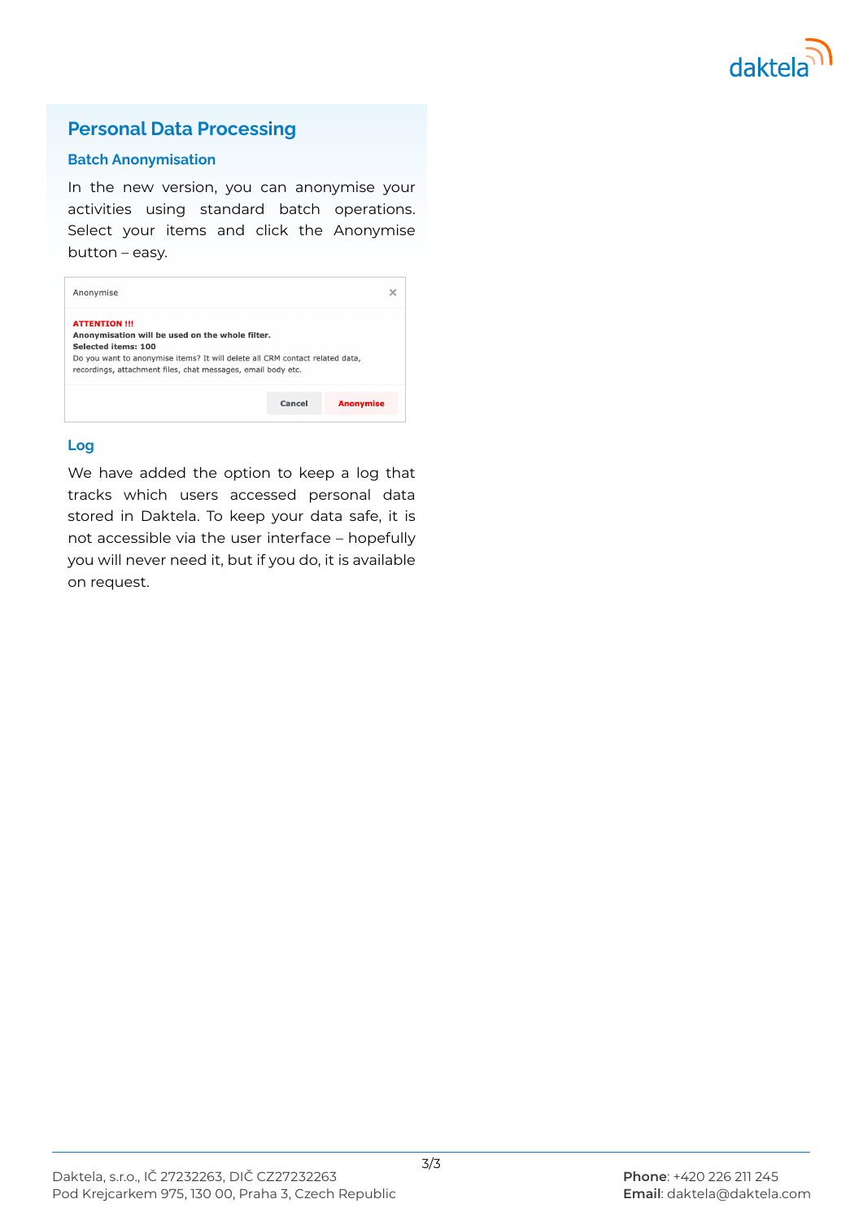## Personal Data Processing

### Batch Anonymisation

In the new version, you can anonymise your activities using standard batch operations. Select your items and click the Anonymise button – easy.

Anonymise

**ATTENTION !!!**
**Anonymisation will be used on the whole filter.**
**Selected items: 100**
Do you want to anonymise items? It will delete all CRM contact related data, recordings, attachment files, chat messages, email body etc.

Cancel | Anonymise

### Log

We have added the option to keep a log that tracks which users accessed personal data stored in Daktela. To keep your data safe, it is not accessible via the user interface – hopefully you will never need it, but if you do, it is available on request.

Daktela, s.r.o., IČ 27232263, DIČ CZ27232263
Pod Krejcarkem 975, 130 00, Praha 3, Czech Republic

**Phone**: +420 226 211 245
**Email**: daktela@daktela.com